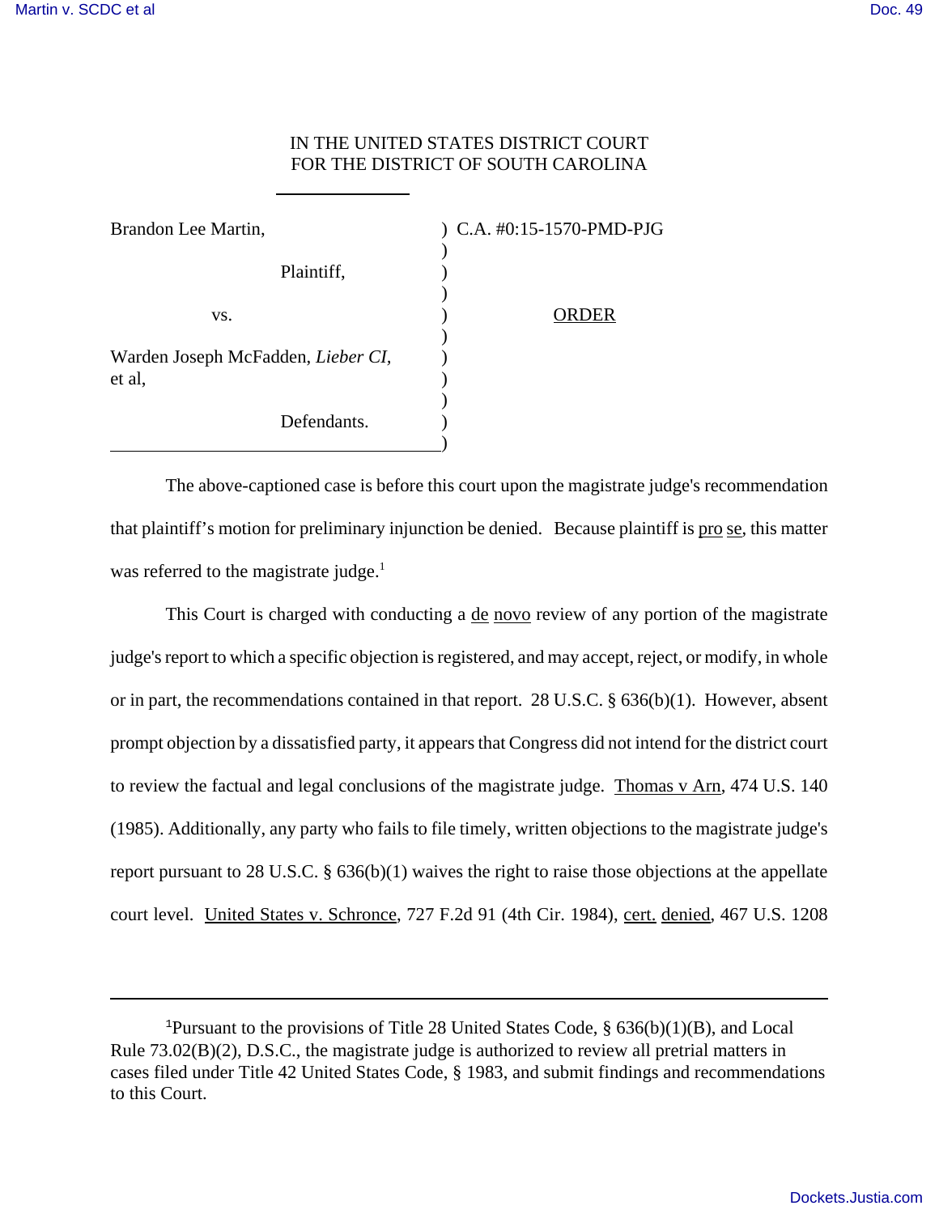IN THE UNITED STATES DISTRICT COURT
FOR THE DISTRICT OF SOUTH CAROLINA

Brandon Lee Martin, ) C.A. #0:15-1570-PMD-PJG

Plaintiff,

vs. ORDER

Warden Joseph McFadden, *Lieber CI*, et al,

Defendants.

The above-captioned case is before this court upon the magistrate judge's recommendation that plaintiff's motion for preliminary injunction be denied. Because plaintiff is pro se, this matter was referred to the magistrate judge.[1]

This Court is charged with conducting a de novo review of any portion of the magistrate judge's report to which a specific objection is registered, and may accept, reject, or modify, in whole or in part, the recommendations contained in that report. 28 U.S.C. § 636(b)(1). However, absent prompt objection by a dissatisfied party, it appears that Congress did not intend for the district court to review the factual and legal conclusions of the magistrate judge. Thomas v Arn, 474 U.S. 140 (1985). Additionally, any party who fails to file timely, written objections to the magistrate judge's report pursuant to 28 U.S.C. § 636(b)(1) waives the right to raise those objections at the appellate court level. United States v. Schronce, 727 F.2d 91 (4th Cir. 1984), cert. denied, 467 U.S. 1208

---

[1]Pursuant to the provisions of Title 28 United States Code, § 636(b)(1)(B), and Local Rule 73.02(B)(2), D.S.C., the magistrate judge is authorized to review all pretrial matters in cases filed under Title 42 United States Code, § 1983, and submit findings and recommendations to this Court.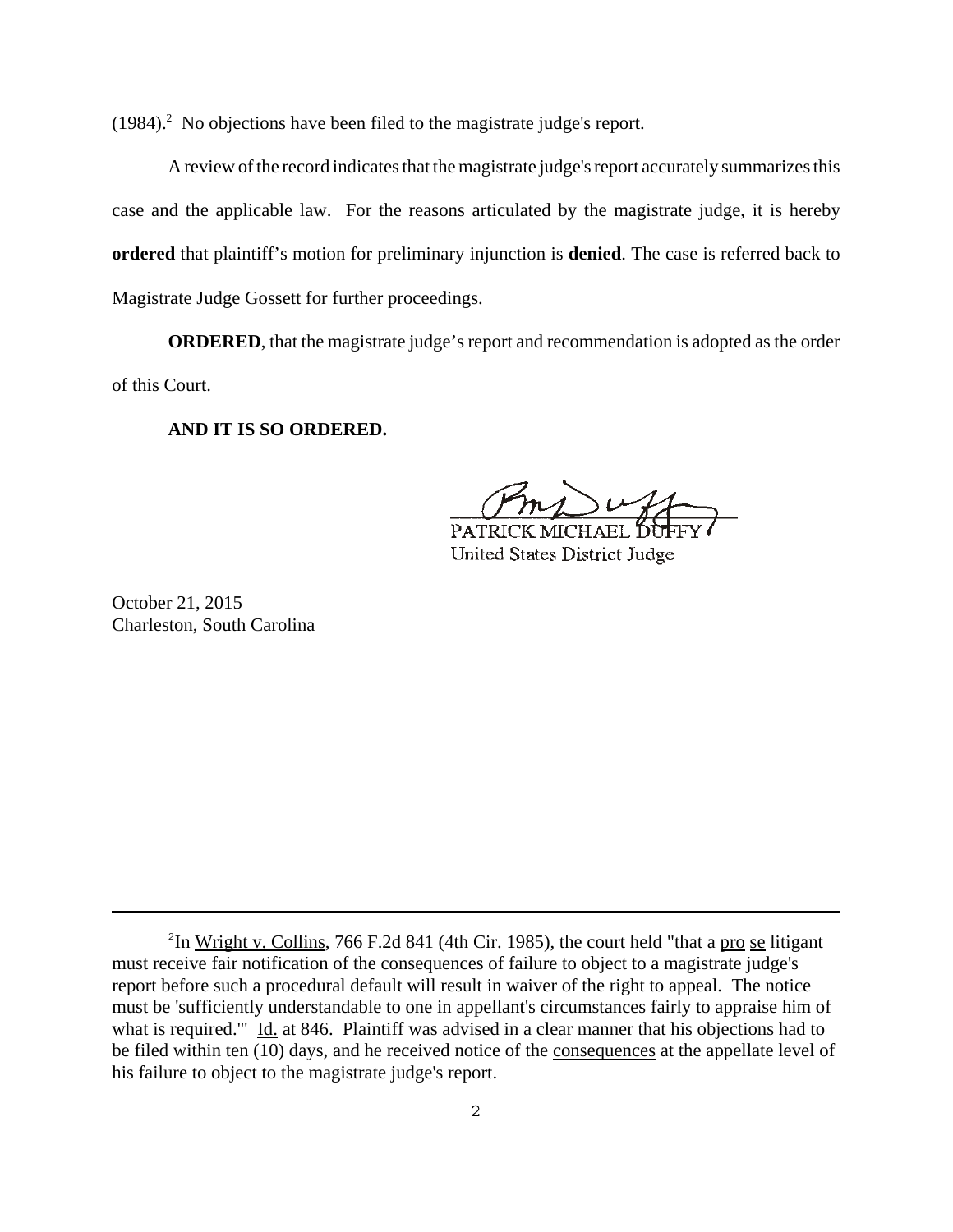(1984).[2] No objections have been filed to the magistrate judge's report.

A review of the record indicates that the magistrate judge's report accurately summarizes this case and the applicable law. For the reasons articulated by the magistrate judge, it is hereby **ordered** that plaintiff's motion for preliminary injunction is **denied**. The case is referred back to Magistrate Judge Gossett for further proceedings.

**ORDERED**, that the magistrate judge's report and recommendation is adopted as the order of this Court.

**AND IT IS SO ORDERED.**

PATRICK MICHAEL DUFFY
United States District Judge

October 21, 2015
Charleston, South Carolina

---

[2]In Wright v. Collins, 766 F.2d 841 (4th Cir. 1985), the court held "that a pro se litigant must receive fair notification of the consequences of failure to object to a magistrate judge's report before such a procedural default will result in waiver of the right to appeal. The notice must be 'sufficiently understandable to one in appellant's circumstances fairly to appraise him of what is required.'" Id. at 846. Plaintiff was advised in a clear manner that his objections had to be filed within ten (10) days, and he received notice of the consequences at the appellate level of his failure to object to the magistrate judge's report.